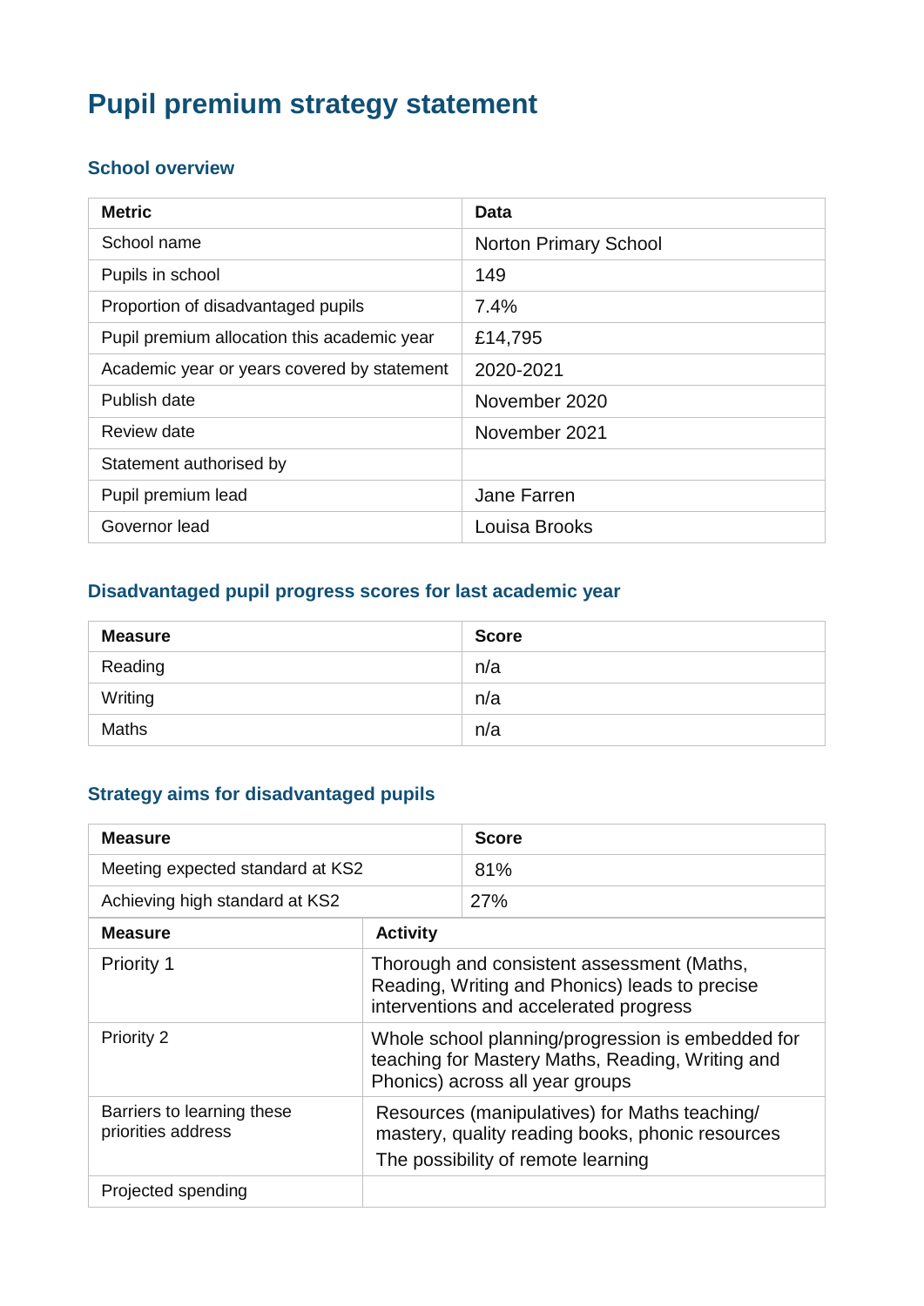# Pupil premium strategy statement

## School overview

| Metric | Data |
|---|---|
| School name | Norton Primary School |
| Pupils in school | 149 |
| Proportion of disadvantaged pupils | 7.4% |
| Pupil premium allocation this academic year | £14,795 |
| Academic year or years covered by statement | 2020-2021 |
| Publish date | November 2020 |
| Review date | November 2021 |
| Statement authorised by | |
| Pupil premium lead | Jane Farren |
| Governor lead | Louisa Brooks |

## Disadvantaged pupil progress scores for last academic year

| Measure | Score |
|---|---|
| Reading | n/a |
| Writing | n/a |
| Maths | n/a |

## Strategy aims for disadvantaged pupils

| Measure | Score |
|---|---|
| Meeting expected standard at KS2 | 81% |
| Achieving high standard at KS2 | 27% |

| Measure | Activity |
|---|---|
| Priority 1 | Thorough and consistent assessment (Maths, Reading, Writing and Phonics) leads to precise interventions and accelerated progress |
| Priority 2 | Whole school planning/progression is embedded for teaching for Mastery Maths, Reading, Writing and Phonics) across all year groups |
| Barriers to learning these priorities address | Resources (manipulatives) for Maths teaching/ mastery, quality reading books, phonic resources<br>The possibility of remote learning |
| Projected spending | |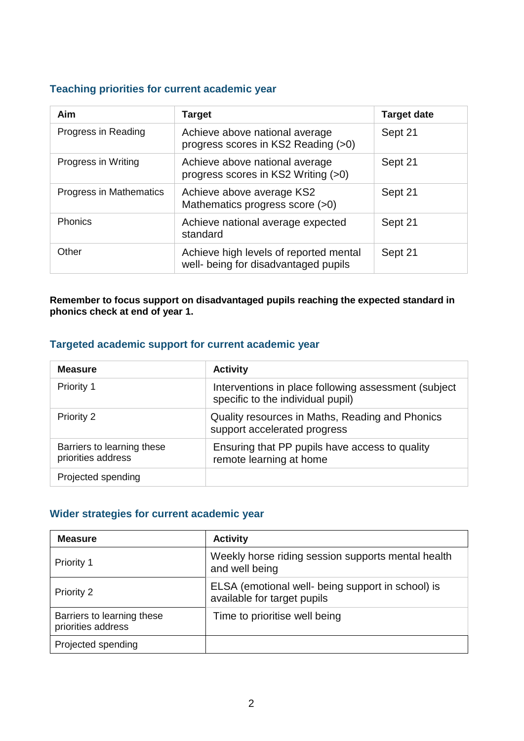## Teaching priorities for current academic year

| Aim | Target | Target date |
|---|---|---|
| Progress in Reading | Achieve above national average progress scores in KS2 Reading (>0) | Sept 21 |
| Progress in Writing | Achieve above national average progress scores in KS2 Writing (>0) | Sept 21 |
| Progress in Mathematics | Achieve above average KS2 Mathematics progress score (>0) | Sept 21 |
| Phonics | Achieve national average expected standard | Sept 21 |
| Other | Achieve high levels of reported mental well- being for disadvantaged pupils | Sept 21 |

**Remember to focus support on disadvantaged pupils reaching the expected standard in phonics check at end of year 1.**

## Targeted academic support for current academic year

| Measure | Activity |
|---|---|
| Priority 1 | Interventions in place following assessment (subject specific to the individual pupil) |
| Priority 2 | Quality resources in Maths, Reading and Phonics support accelerated progress |
| Barriers to learning these priorities address | Ensuring that PP pupils have access to quality remote learning at home |
| Projected spending | |

## Wider strategies for current academic year

| Measure | Activity |
|---|---|
| Priority 1 | Weekly horse riding session supports mental health and well being |
| Priority 2 | ELSA (emotional well- being support in school) is available for target pupils |
| Barriers to learning these priorities address | Time to prioritise well being |
| Projected spending | |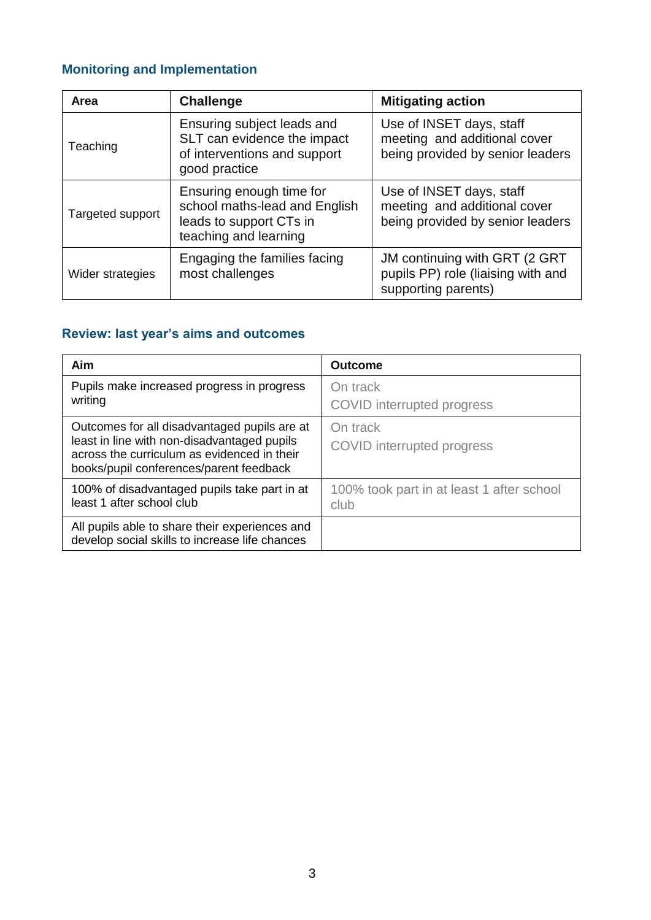## Monitoring and Implementation

| Area | Challenge | Mitigating action |
| --- | --- | --- |
| Teaching | Ensuring subject leads and SLT can evidence the impact of interventions and support good practice | Use of INSET days, staff meeting and additional cover being provided by senior leaders |
| Targeted support | Ensuring enough time for school maths-lead and English leads to support CTs in teaching and learning | Use of INSET days, staff meeting and additional cover being provided by senior leaders |
| Wider strategies | Engaging the families facing most challenges | JM continuing with GRT (2 GRT pupils PP) role (liaising with and supporting parents) |

## Review: last year's aims and outcomes

| Aim | Outcome |
| --- | --- |
| Pupils make increased progress in progress writing | On track<br>COVID interrupted progress |
| Outcomes for all disadvantaged pupils are at least in line with non-disadvantaged pupils across the curriculum as evidenced in their books/pupil conferences/parent feedback | On track<br>COVID interrupted progress |
| 100% of disadvantaged pupils take part in at least 1 after school club | 100% took part in at least 1 after school club |
| All pupils able to share their experiences and develop social skills to increase life chances | |